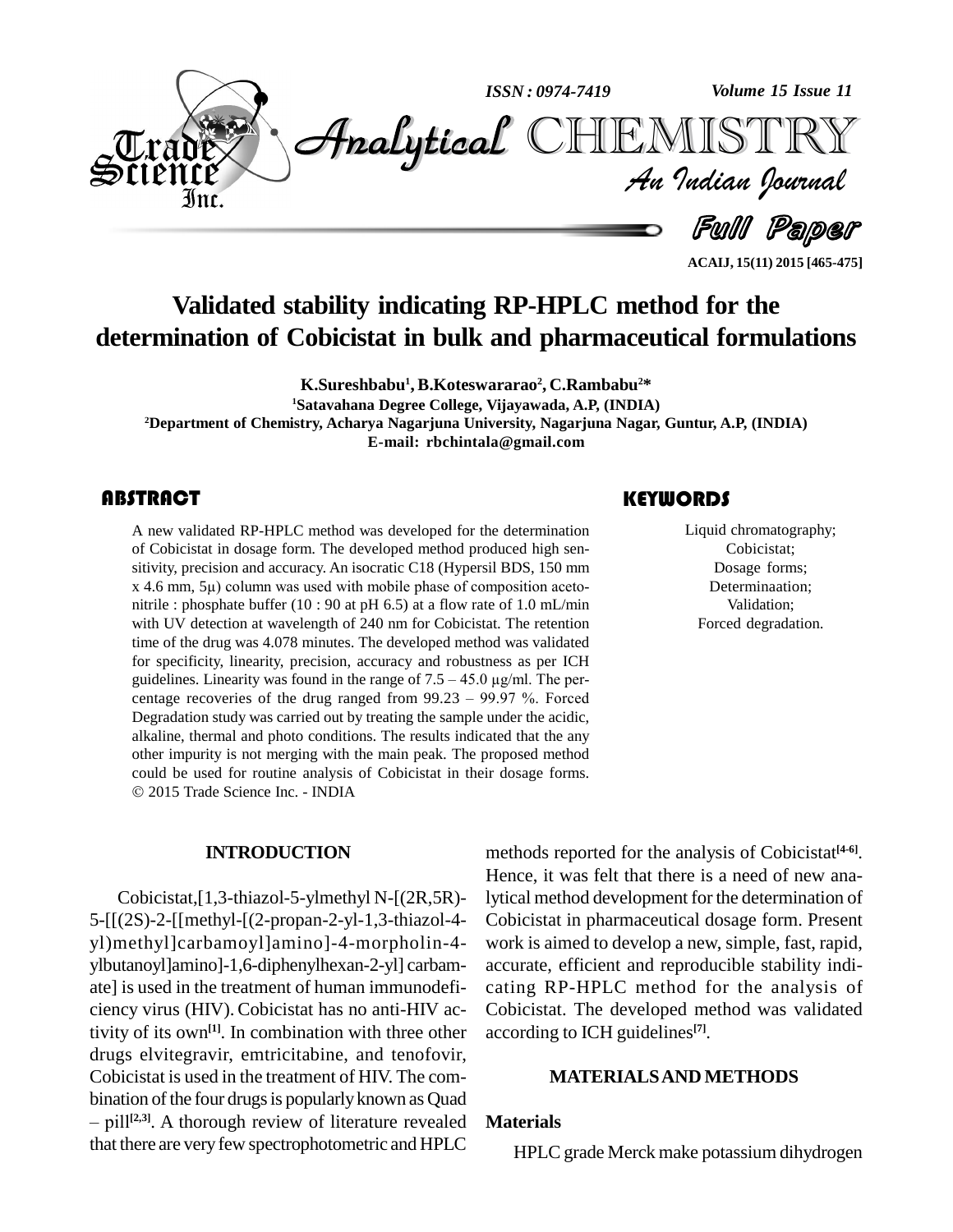# Validated stability indicating RP-HPLC method for the determination of Cobicistat in bulk and pharmaceutical formulations

**K.Sureshbabu[1], B.Koteswararao[2], C.Rambabu[2]***

[1]Satavahana Degree College, Vijayawada, A.P, (INDIA)

[2]Department of Chemistry, Acharya Nagarjuna University, Nagarjuna Nagar, Guntur, A.P, (INDIA)

E-mail: rbchintala@gmail.com

## ABSTRACT

A new validated RP-HPLC method was developed for the determination of Cobicistat in dosage form. The developed method produced high sensitivity, precision and accuracy. An isocratic C18 (Hypersil BDS, 150 mm x 4.6 mm, 5μ) column was used with mobile phase of composition acetonitrile : phosphate buffer (10 : 90 at pH 6.5) at a flow rate of 1.0 mL/min with UV detection at wavelength of 240 nm for Cobicistat. The retention time of the drug was 4.078 minutes. The developed method was validated for specificity, linearity, precision, accuracy and robustness as per ICH guidelines. Linearity was found in the range of 7.5 – 45.0 μg/ml. The percentage recoveries of the drug ranged from 99.23 – 99.97 %. Forced Degradation study was carried out by treating the sample under the acidic, alkaline, thermal and photo conditions. The results indicated that the any other impurity is not merging with the main peak. The proposed method could be used for routine analysis of Cobicistat in their dosage forms.
© 2015 Trade Science Inc. - INDIA

## KEYWORDS

Liquid chromatography;
Cobicistat;
Dosage forms;
Determinaation;
Validation;
Forced degradation.

## INTRODUCTION

Cobicistat,[1,3-thiazol-5-ylmethyl N-[(2R,5R)-5-[[(2S)-2-[[methyl-[(2-propan-2-yl-1,3-thiazol-4-yl)methyl]carbamoyl]amino]-4-morpholin-4-ylbutanoyl]amino]-1,6-diphenylhexan-2-yl] carbamate] is used in the treatment of human immunodeficiency virus (HIV). Cobicistat has no anti-HIV activity of its own[1]. In combination with three other drugs elvitegravir, emtricitabine, and tenofovir, Cobicistat is used in the treatment of HIV. The combination of the four drugs is popularly known as Quad – pill[2,3]. A thorough review of literature revealed that there are very few spectrophotometric and HPLC methods reported for the analysis of Cobicistat[4-6]. Hence, it was felt that there is a need of new analytical method development for the determination of Cobicistat in pharmaceutical dosage form. Present work is aimed to develop a new, simple, fast, rapid, accurate, efficient and reproducible stability indicating RP-HPLC method for the analysis of Cobicistat. The developed method was validated according to ICH guidelines[7].

## MATERIALS AND METHODS

### Materials

HPLC grade Merck make potassium dihydrogen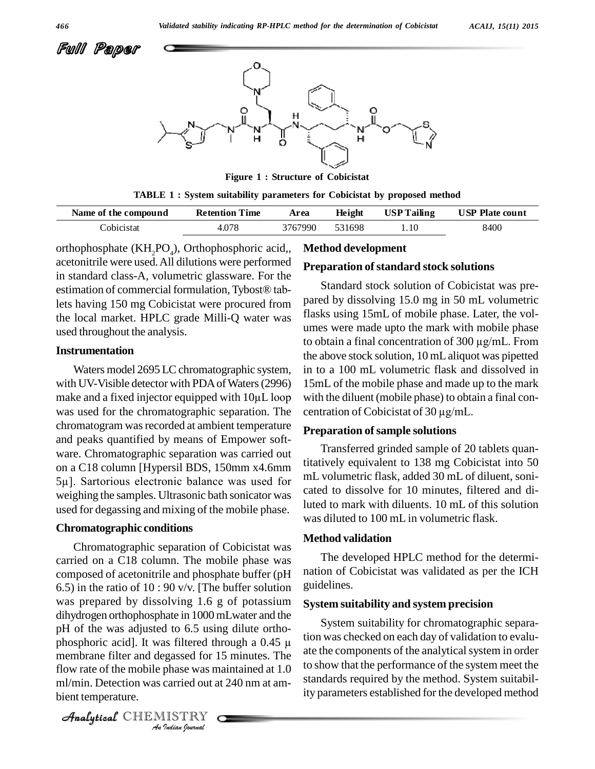Figure 1 : Structure of Cobicistat

TABLE 1 : System suitability parameters for Cobicistat by proposed method

| Name of the compound | Retention Time | Area | Height | USP Tailing | USP Plate count |
|---|---|---|---|---|---|
| Cobicistat | 4.078 | 3767990 | 531698 | 1.10 | 8400 |

orthophosphate ($KH_2PO_4$), Orthophosphoric acid,, acetonitrile were used. All dilutions were performed in standard class-A, volumetric glassware. For the estimation of commercial formulation, Tybost® tablets having 150 mg Cobicistat were procured from the local market. HPLC grade Milli-Q water was used throughout the analysis.

### Instrumentation

Waters model 2695 LC chromatographic system, with UV-Visible detector with PDA of Waters (2996) make and a fixed injector equipped with 10µL loop was used for the chromatographic separation. The chromatogram was recorded at ambient temperature and peaks quantified by means of Empower software. Chromatographic separation was carried out on a C18 column [Hypersil BDS, 150mm x4.6mm 5µ]. Sartorious electronic balance was used for weighing the samples. Ultrasonic bath sonicator was used for degassing and mixing of the mobile phase.

### Chromatographic conditions

Chromatographic separation of Cobicistat was carried on a C18 column. The mobile phase was composed of acetonitrile and phosphate buffer (pH 6.5) in the ratio of 10 : 90 v/v. [The buffer solution was prepared by dissolving 1.6 g of potassium dihydrogen orthophosphate in 1000 mLwater and the pH of the was adjusted to 6.5 using dilute orthophosphoric acid]. It was filtered through a 0.45 µ membrane filter and degassed for 15 minutes. The flow rate of the mobile phase was maintained at 1.0 ml/min. Detection was carried out at 240 nm at ambient temperature.

### Method development

### Preparation of standard stock solutions

Standard stock solution of Cobicistat was prepared by dissolving 15.0 mg in 50 mL volumetric flasks using 15mL of mobile phase. Later, the volumes were made upto the mark with mobile phase to obtain a final concentration of 300 µg/mL. From the above stock solution, 10 mL aliquot was pipetted in to a 100 mL volumetric flask and dissolved in 15mL of the mobile phase and made up to the mark with the diluent (mobile phase) to obtain a final concentration of Cobicistat of 30 µg/mL.

### Preparation of sample solutions

Transferred grinded sample of 20 tablets quantitatively equivalent to 138 mg Cobicistat into 50 mL volumetric flask, added 30 mL of diluent, sonicated to dissolve for 10 minutes, filtered and diluted to mark with diluents. 10 mL of this solution was diluted to 100 mL in volumetric flask.

### Method validation

The developed HPLC method for the determination of Cobicistat was validated as per the ICH guidelines.

### System suitability and system precision

System suitability for chromatographic separation was checked on each day of validation to evaluate the components of the analytical system in order to show that the performance of the system meet the standards required by the method. System suitability parameters established for the developed method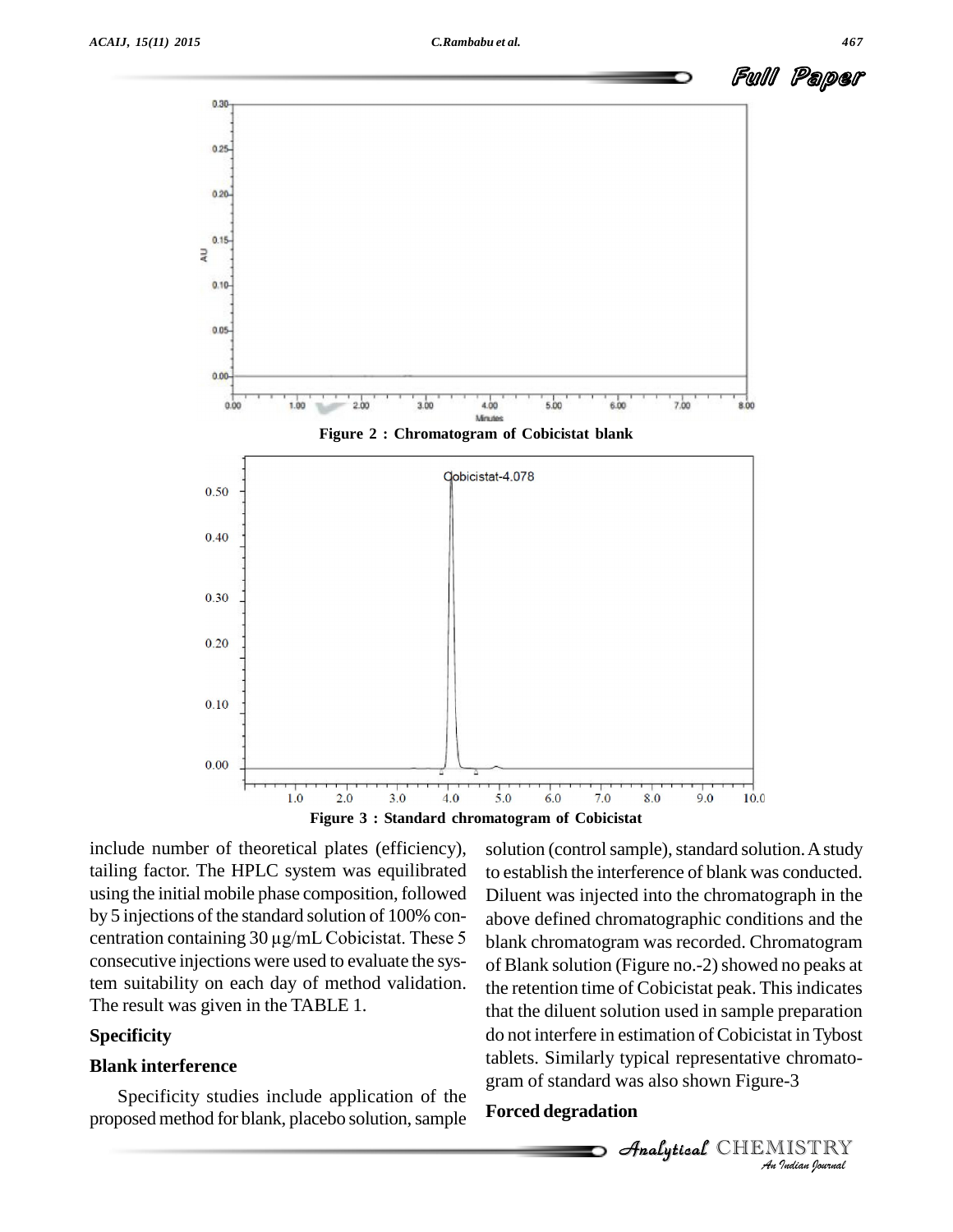Figure 2 : Chromatogram of Cobicistat blank

Figure 3 : Standard chromatogram of Cobicistat

include number of theoretical plates (efficiency), tailing factor. The HPLC system was equilibrated using the initial mobile phase composition, followed by 5 injections of the standard solution of 100% concentration containing 30 µg/mL Cobicistat. These 5 consecutive injections were used to evaluate the system suitability on each day of method validation. The result was given in the TABLE 1.

### Specificity

### Blank interference

Specificity studies include application of the proposed method for blank, placebo solution, sample solution (control sample), standard solution. A study to establish the interference of blank was conducted. Diluent was injected into the chromatograph in the above defined chromatographic conditions and the blank chromatogram was recorded. Chromatogram of Blank solution (Figure no.-2) showed no peaks at the retention time of Cobicistat peak. This indicates that the diluent solution used in sample preparation do not interfere in estimation of Cobicistat in Tybost tablets. Similarly typical representative chromatogram of standard was also shown Figure-3

### Forced degradation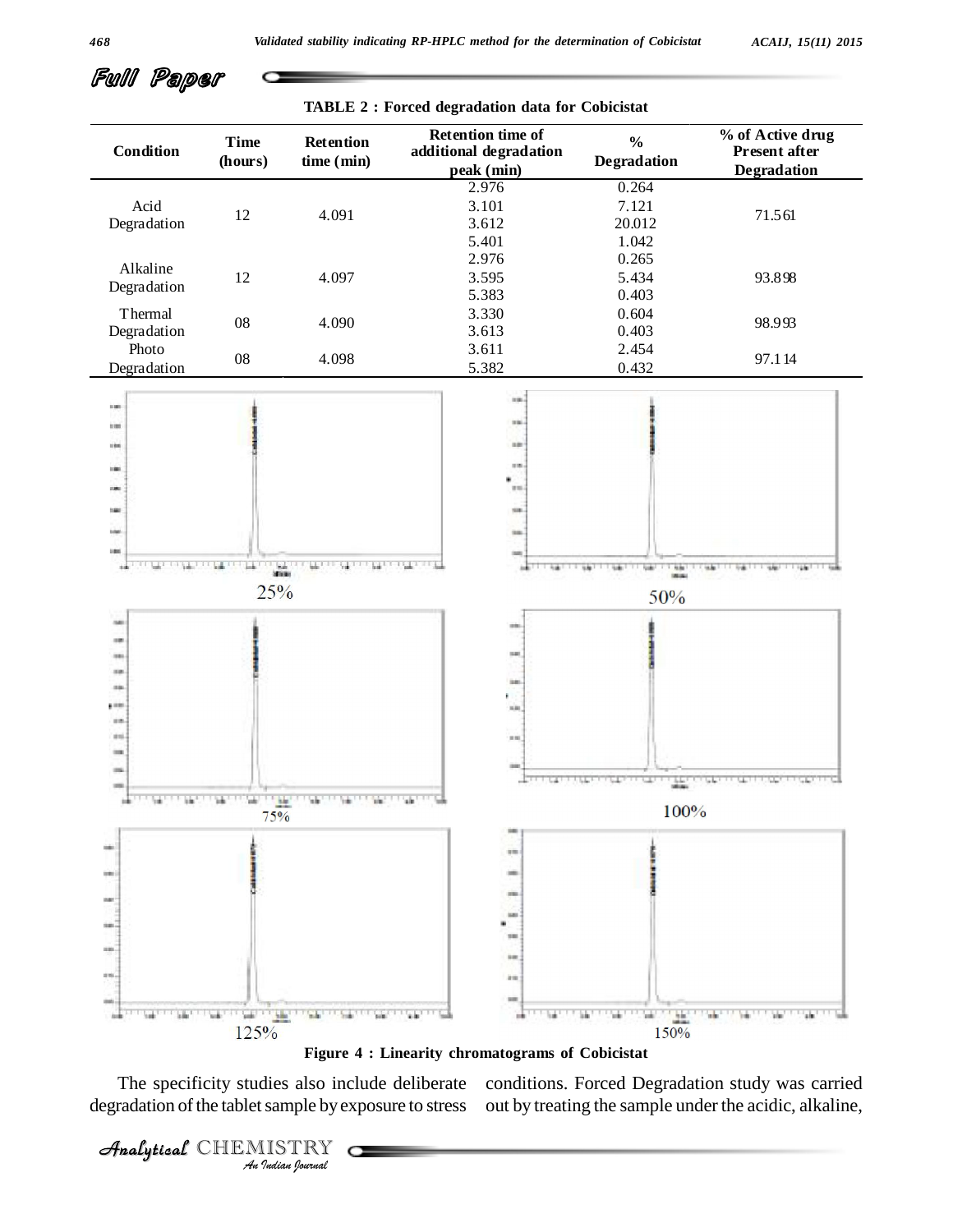TABLE 2 : Forced degradation data for Cobicistat

| Condition | Time (hours) | Retention time (min) | Retention time of additional degradation peak (min) | % Degradation | % of Active drug Present after Degradation |
|---|---|---|---|---|---|
| Acid Degradation | 12 | 4.091 | 2.976<br>3.101<br>3.612<br>5.401 | 0.264<br>7.121<br>20.012<br>1.042 | 71.561 |
| Alkaline Degradation | 12 | 4.097 | 2.976<br>3.595<br>5.383 | 0.265<br>5.434<br>0.403 | 93.898 |
| Thermal Degradation | 08 | 4.090 | 3.330<br>3.613 | 0.604<br>0.403 | 98.993 |
| Photo Degradation | 08 | 4.098 | 3.611<br>5.382 | 2.454<br>0.432 | 97.114 |

25%

50%

75%

100%

125%

150%

Figure 4 : Linearity chromatograms of Cobicistat

The specificity studies also include deliberate degradation of the tablet sample by exposure to stress conditions. Forced Degradation study was carried out by treating the sample under the acidic, alkaline,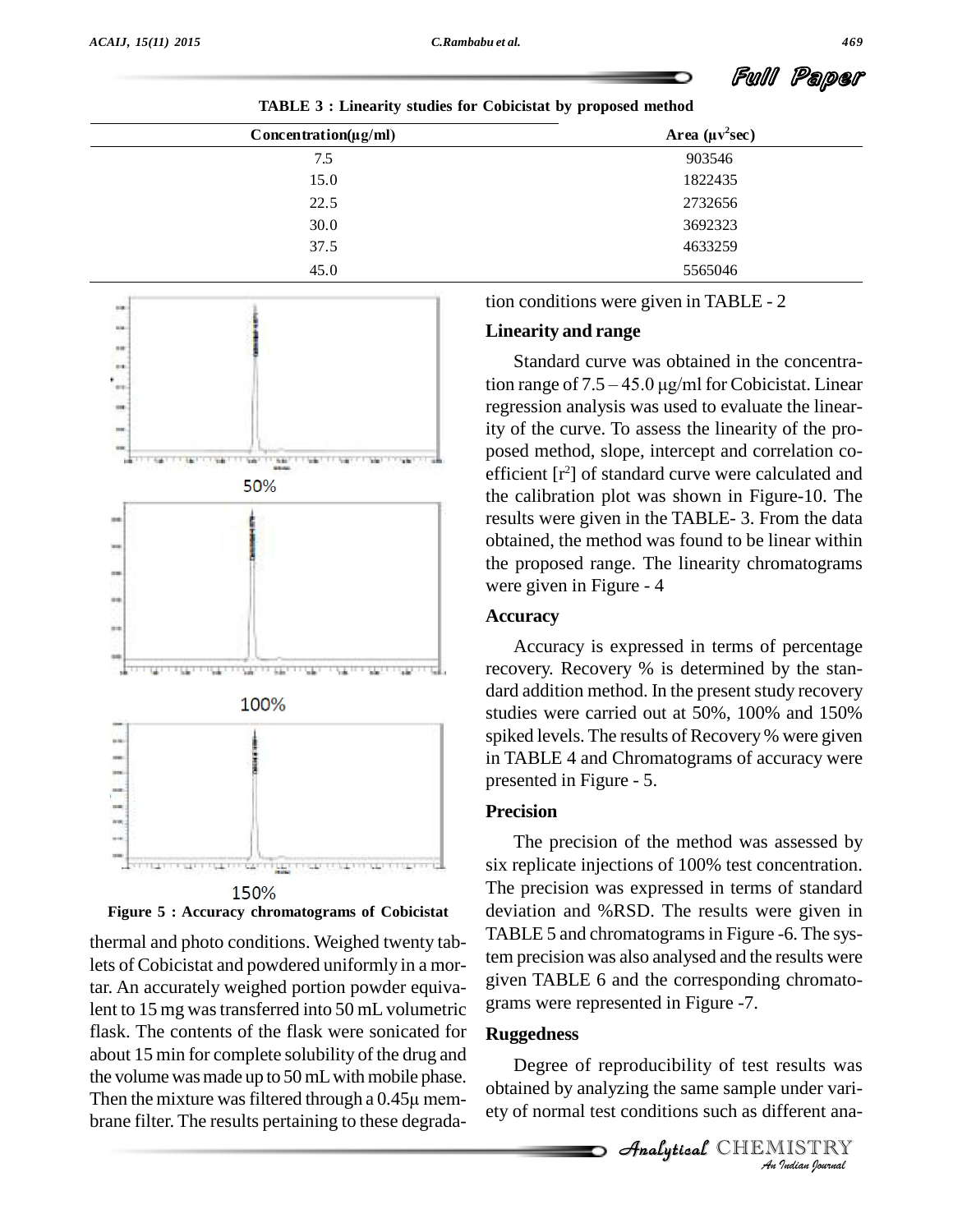TABLE 3 : Linearity studies for Cobicistat by proposed method

| Concentration(μg/ml) | Area (μv$^2$sec) |
|---|---|
| 7.5 | 903546 |
| 15.0 | 1822435 |
| 22.5 | 2732656 |
| 30.0 | 3692323 |
| 37.5 | 4633259 |
| 45.0 | 5565046 |

50%

100%

150%

Figure 5 : Accuracy chromatograms of Cobicistat

thermal and photo conditions. Weighed twenty tablets of Cobicistat and powdered uniformly in a mortar. An accurately weighed portion powder equivalent to 15 mg was transferred into 50 mL volumetric flask. The contents of the flask were sonicated for about 15 min for complete solubility of the drug and the volume was made up to 50 mL with mobile phase. Then the mixture was filtered through a 0.45μ membrane filter. The results pertaining to these degradation conditions were given in TABLE - 2

### Linearity and range

Standard curve was obtained in the concentration range of 7.5 – 45.0 μg/ml for Cobicistat. Linear regression analysis was used to evaluate the linearity of the curve. To assess the linearity of the proposed method, slope, intercept and correlation coefficient [$r^2$] of standard curve were calculated and the calibration plot was shown in Figure-10. The results were given in the TABLE- 3. From the data obtained, the method was found to be linear within the proposed range. The linearity chromatograms were given in Figure - 4

### Accuracy

Accuracy is expressed in terms of percentage recovery. Recovery % is determined by the standard addition method. In the present study recovery studies were carried out at 50%, 100% and 150% spiked levels. The results of Recovery % were given in TABLE 4 and Chromatograms of accuracy were presented in Figure - 5.

### Precision

The precision of the method was assessed by six replicate injections of 100% test concentration. The precision was expressed in terms of standard deviation and %RSD. The results were given in TABLE 5 and chromatograms in Figure -6. The system precision was also analysed and the results were given TABLE 6 and the corresponding chromatograms were represented in Figure -7.

### Ruggedness

Degree of reproducibility of test results was obtained by analyzing the same sample under variety of normal test conditions such as different ana-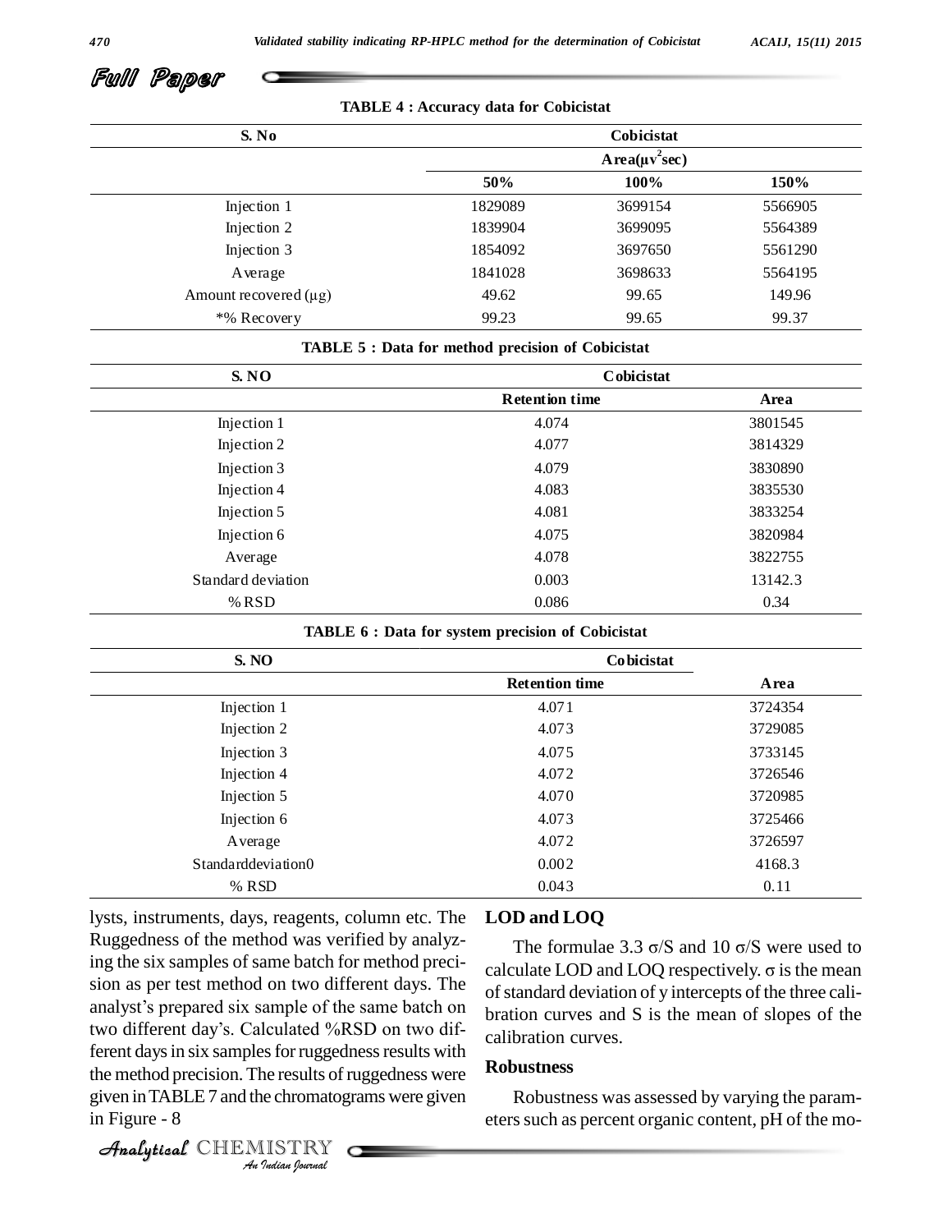**TABLE 4 : Accuracy data for Cobicistat**

| S. No | Cobicistat | | |
|---|---|---|---|
| | Area(μv$^2$sec) | | |
| | 50% | 100% | 150% |
| Injection 1 | 1829089 | 3699154 | 5566905 |
| Injection 2 | 1839904 | 3699095 | 5564389 |
| Injection 3 | 1854092 | 3697650 | 5561290 |
| Average | 1841028 | 3698633 | 5564195 |
| Amount recovered (μg) | 49.62 | 99.65 | 149.96 |
| *% Recovery | 99.23 | 99.65 | 99.37 |

**TABLE 5 : Data for method precision of Cobicistat**

| S. NO | Cobicistat | |
|---|---|---|
| | Retention time | Area |
| Injection 1 | 4.074 | 3801545 |
| Injection 2 | 4.077 | 3814329 |
| Injection 3 | 4.079 | 3830890 |
| Injection 4 | 4.083 | 3835530 |
| Injection 5 | 4.081 | 3833254 |
| Injection 6 | 4.075 | 3820984 |
| Average | 4.078 | 3822755 |
| Standard deviation | 0.003 | 13142.3 |
| %RSD | 0.086 | 0.34 |

**TABLE 6 : Data for system precision of Cobicistat**

| S. NO | Cobicistat | |
|---|---|---|
| | Retention time | Area |
| Injection 1 | 4.071 | 3724354 |
| Injection 2 | 4.073 | 3729085 |
| Injection 3 | 4.075 | 3733145 |
| Injection 4 | 4.072 | 3726546 |
| Injection 5 | 4.070 | 3720985 |
| Injection 6 | 4.073 | 3725466 |
| Average | 4.072 | 3726597 |
| Standarddeviation0 | 0.002 | 4168.3 |
| % RSD | 0.043 | 0.11 |

lysts, instruments, days, reagents, column etc. The Ruggedness of the method was verified by analyzing the six samples of same batch for method precision as per test method on two different days. The analyst's prepared six sample of the same batch on two different day's. Calculated %RSD on two different days in six samples for ruggedness results with the method precision. The results of ruggedness were given in TABLE 7 and the chromatograms were given in Figure - 8

## LOD and LOQ

The formulae 3.3 σ/S and 10 σ/S were used to calculate LOD and LOQ respectively. σ is the mean of standard deviation of y intercepts of the three calibration curves and S is the mean of slopes of the calibration curves.

## Robustness

Robustness was assessed by varying the parameters such as percent organic content, pH of the mo-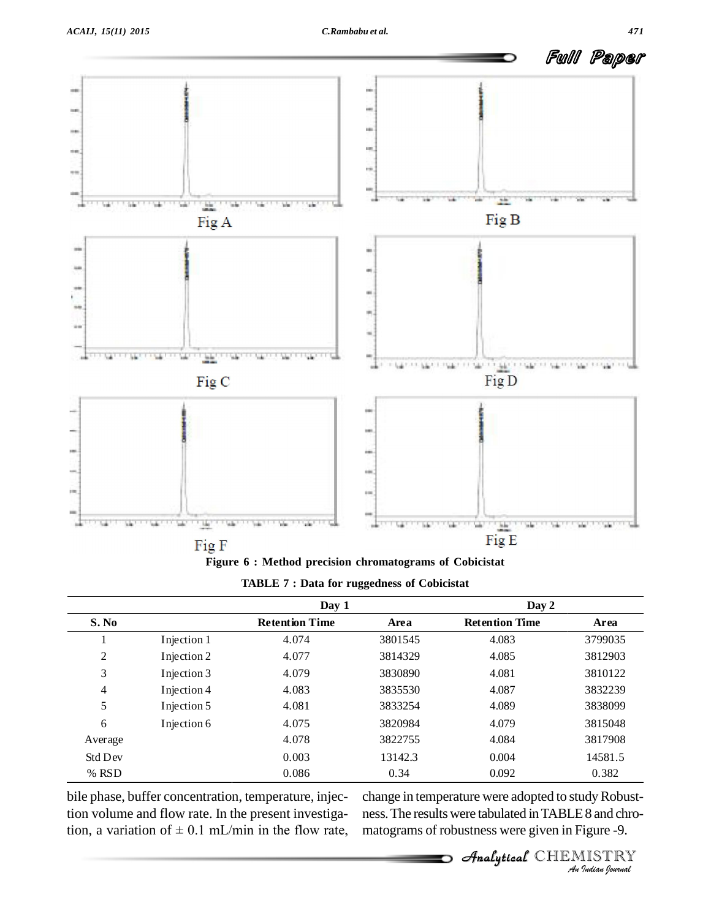Fig A

Fig B

Fig C

Fig D

Fig F

Fig E

**Figure 6 : Method precision chromatograms of Cobicistat**

**TABLE 7 : Data for ruggedness of Cobicistat**

| | | Day 1 | | Day 2 | |
|---|---|---|---|---|---|
| **S. No** | | **Retention Time** | **Area** | **Retention Time** | **Area** |
| 1 | Injection 1 | 4.074 | 3801545 | 4.083 | 3799035 |
| 2 | Injection 2 | 4.077 | 3814329 | 4.085 | 3812903 |
| 3 | Injection 3 | 4.079 | 3830890 | 4.081 | 3810122 |
| 4 | Injection 4 | 4.083 | 3835530 | 4.087 | 3832239 |
| 5 | Injection 5 | 4.081 | 3833254 | 4.089 | 3838099 |
| 6 | Injection 6 | 4.075 | 3820984 | 4.079 | 3815048 |
| Average | | 4.078 | 3822755 | 4.084 | 3817908 |
| Std Dev | | 0.003 | 13142.3 | 0.004 | 14581.5 |
| % RSD | | 0.086 | 0.34 | 0.092 | 0.382 |

bile phase, buffer concentration, temperature, injection volume and flow rate. In the present investigation, a variation of ± 0.1 mL/min in the flow rate, change in temperature were adopted to study Robustness. The results were tabulated in TABLE 8 and chromatograms of robustness were given in Figure -9.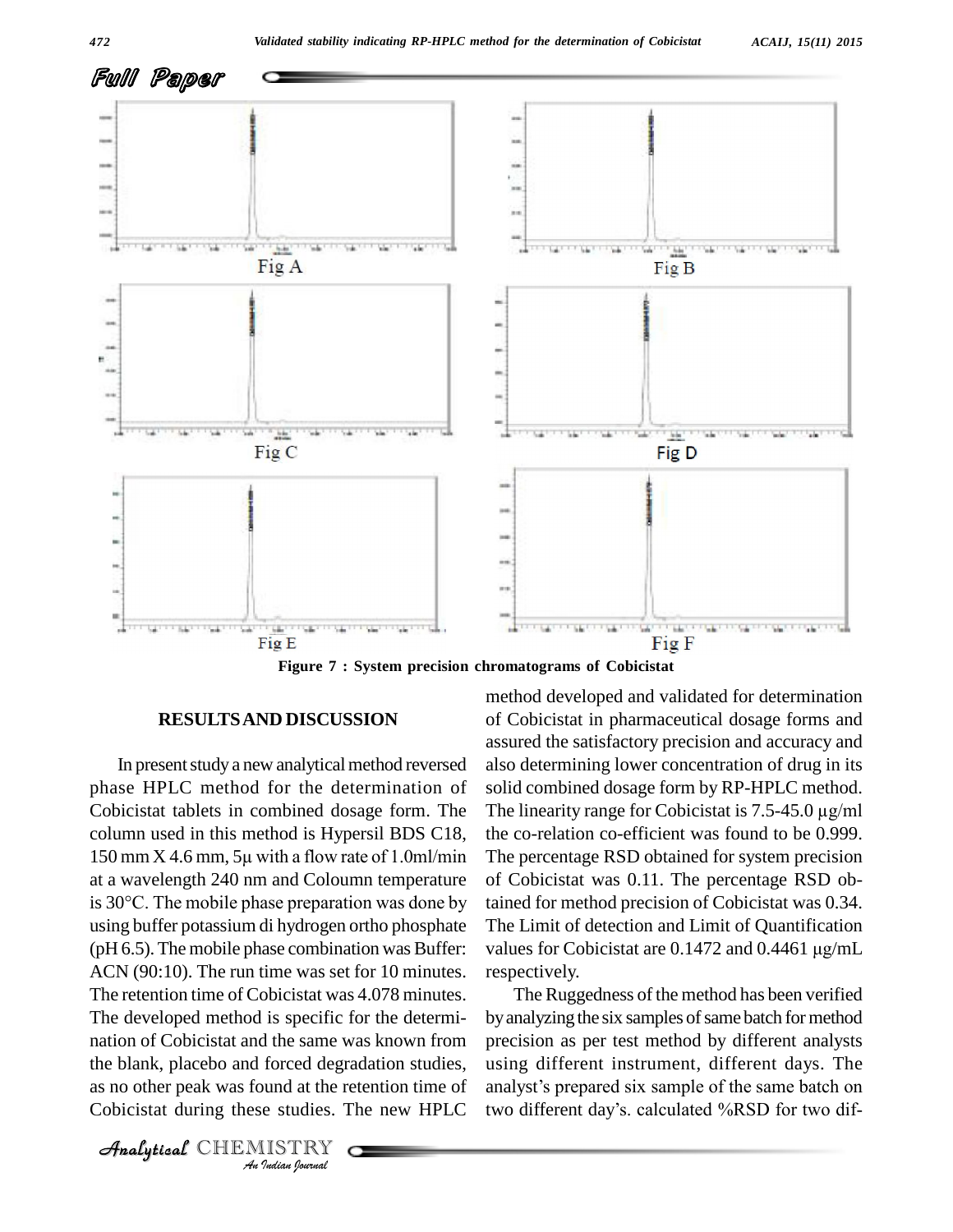Fig A

Fig B

Fig C

Fig D

Fig E

Fig F

**Figure 7 : System precision chromatograms of Cobicistat**

## RESULTS AND DISCUSSION

In present study a new analytical method reversed phase HPLC method for the determination of Cobicistat tablets in combined dosage form. The column used in this method is Hypersil BDS C18, 150 mm X 4.6 mm, 5µ with a flow rate of 1.0ml/min at a wavelength 240 nm and Coloumn temperature is 30°C. The mobile phase preparation was done by using buffer potassium di hydrogen ortho phosphate (pH 6.5). The mobile phase combination was Buffer: ACN (90:10). The run time was set for 10 minutes. The retention time of Cobicistat was 4.078 minutes. The developed method is specific for the determination of Cobicistat and the same was known from the blank, placebo and forced degradation studies, as no other peak was found at the retention time of Cobicistat during these studies. The new HPLC method developed and validated for determination of Cobicistat in pharmaceutical dosage forms and assured the satisfactory precision and accuracy and also determining lower concentration of drug in its solid combined dosage form by RP-HPLC method. The linearity range for Cobicistat is 7.5-45.0 µg/ml the co-relation co-efficient was found to be 0.999. The percentage RSD obtained for system precision of Cobicistat was 0.11. The percentage RSD obtained for method precision of Cobicistat was 0.34. The Limit of detection and Limit of Quantification values for Cobicistat are 0.1472 and 0.4461 µg/mL respectively.

The Ruggedness of the method has been verified by analyzing the six samples of same batch for method precision as per test method by different analysts using different instrument, different days. The analyst's prepared six sample of the same batch on two different day's. calculated %RSD for two dif-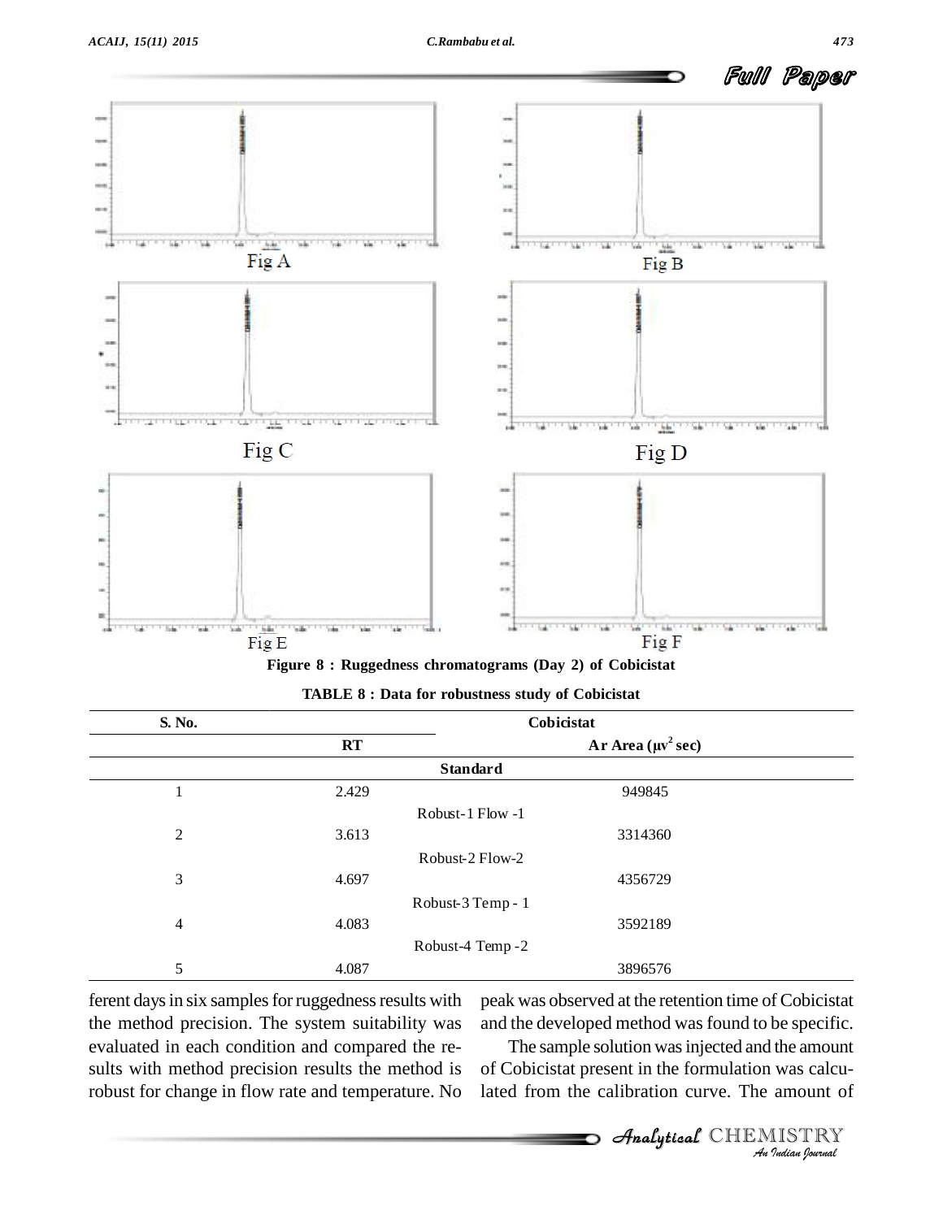Figure 8 : Ruggedness chromatograms (Day 2) of Cobicistat

TABLE 8 : Data for robustness study of Cobicistat

| S. No. | Cobicistat | |
|---|---|---|
| | RT | Ar Area ($\mu v^2$ sec) |
| | **Standard** | |
| 1 | 2.429 | 949845 |
| | Robust-1 Flow -1 | |
| 2 | 3.613 | 3314360 |
| | Robust-2 Flow-2 | |
| 3 | 4.697 | 4356729 |
| | Robust-3 Temp - 1 | |
| 4 | 4.083 | 3592189 |
| | Robust-4 Temp -2 | |
| 5 | 4.087 | 3896576 |

ferent days in six samples for ruggedness results with the method precision. The system suitability was evaluated in each condition and compared the results with method precision results the method is robust for change in flow rate and temperature. No peak was observed at the retention time of Cobicistat and the developed method was found to be specific.

The sample solution was injected and the amount of Cobicistat present in the formulation was calculated from the calibration curve. The amount of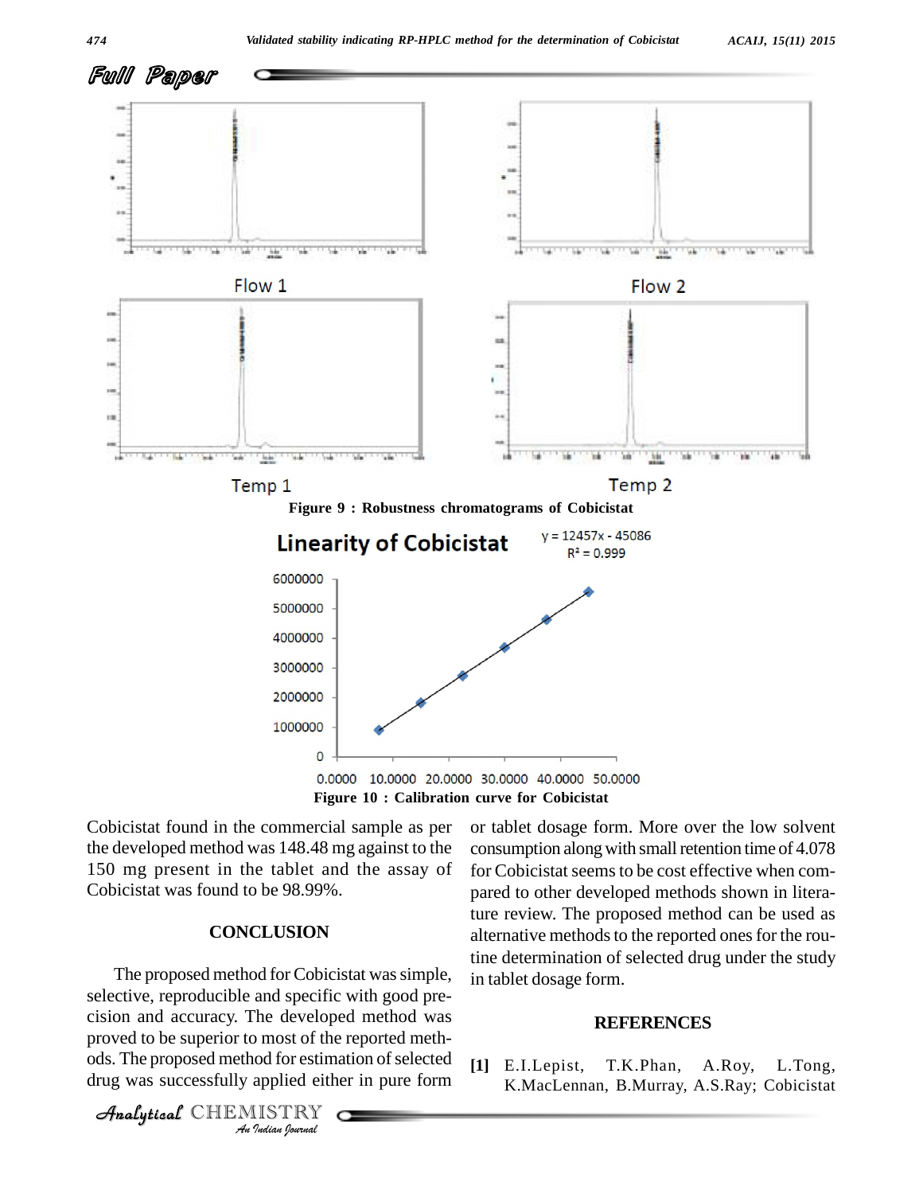Flow 1

Flow 2

Temp 1

Temp 2

Figure 9 : Robustness chromatograms of Cobicistat

Figure 10 : Calibration curve for Cobicistat

Cobicistat found in the commercial sample as per the developed method was 148.48 mg against to the 150 mg present in the tablet and the assay of Cobicistat was found to be 98.99%.

## CONCLUSION

The proposed method for Cobicistat was simple, selective, reproducible and specific with good precision and accuracy. The developed method was proved to be superior to most of the reported methods. The proposed method for estimation of selected drug was successfully applied either in pure form or tablet dosage form. More over the low solvent consumption along with small retention time of 4.078 for Cobicistat seems to be cost effective when compared to other developed methods shown in literature review. The proposed method can be used as alternative methods to the reported ones for the routine determination of selected drug under the study in tablet dosage form.

## REFERENCES

[1] E.I.Lepist, T.K.Phan, A.Roy, L.Tong, K.MacLennan, B.Murray, A.S.Ray; Cobicistat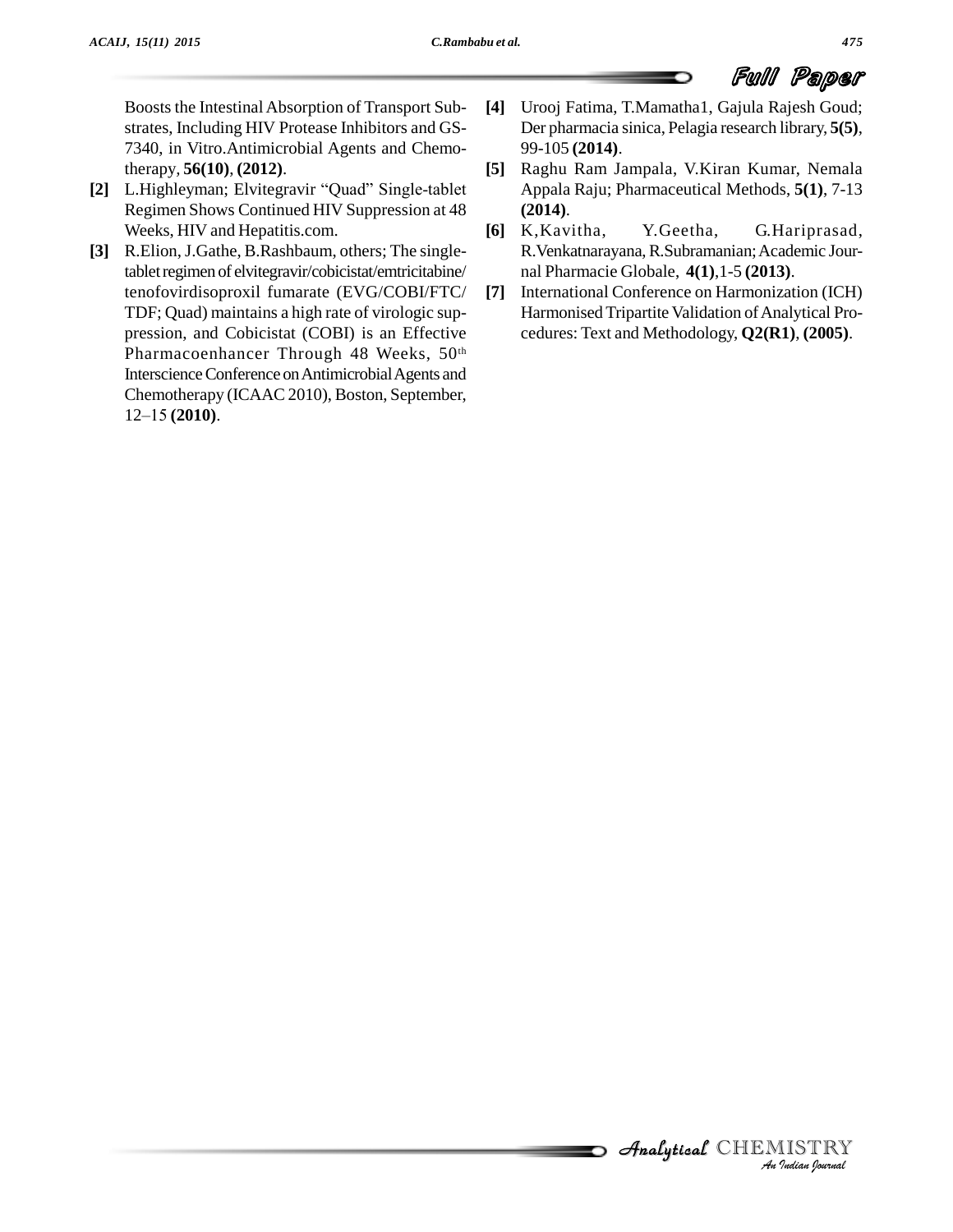Boosts the Intestinal Absorption of Transport Substrates, Including HIV Protease Inhibitors and GS-7340, in Vitro.Antimicrobial Agents and Chemotherapy, **56(10)**, **(2012)**.

**[2]** L.Highleyman; Elvitegravir "Quad" Single-tablet Regimen Shows Continued HIV Suppression at 48 Weeks, HIV and Hepatitis.com.

**[3]** R.Elion, J.Gathe, B.Rashbaum, others; The single-tablet regimen of elvitegravir/cobicistat/emtricitabine/tenofovirdisoproxil fumarate (EVG/COBI/FTC/TDF; Quad) maintains a high rate of virologic suppression, and Cobicistat (COBI) is an Effective Pharmacoenhancer Through 48 Weeks, 50th Interscience Conference on Antimicrobial Agents and Chemotherapy (ICAAC 2010), Boston, September, 12–15 **(2010)**.

**[4]** Urooj Fatima, T.Mamatha1, Gajula Rajesh Goud; Der pharmacia sinica, Pelagia research library, **5(5)**, 99-105 **(2014)**.

**[5]** Raghu Ram Jampala, V.Kiran Kumar, Nemala Appala Raju; Pharmaceutical Methods, **5(1)**, 7-13 **(2014)**.

**[6]** K,Kavitha, Y.Geetha, G.Hariprasad, R.Venkatnarayana, R.Subramanian; Academic Journal Pharmacie Globale, **4(1)**,1-5 **(2013)**.

**[7]** International Conference on Harmonization (ICH) Harmonised Tripartite Validation of Analytical Procedures: Text and Methodology, **Q2(R1)**, **(2005)**.